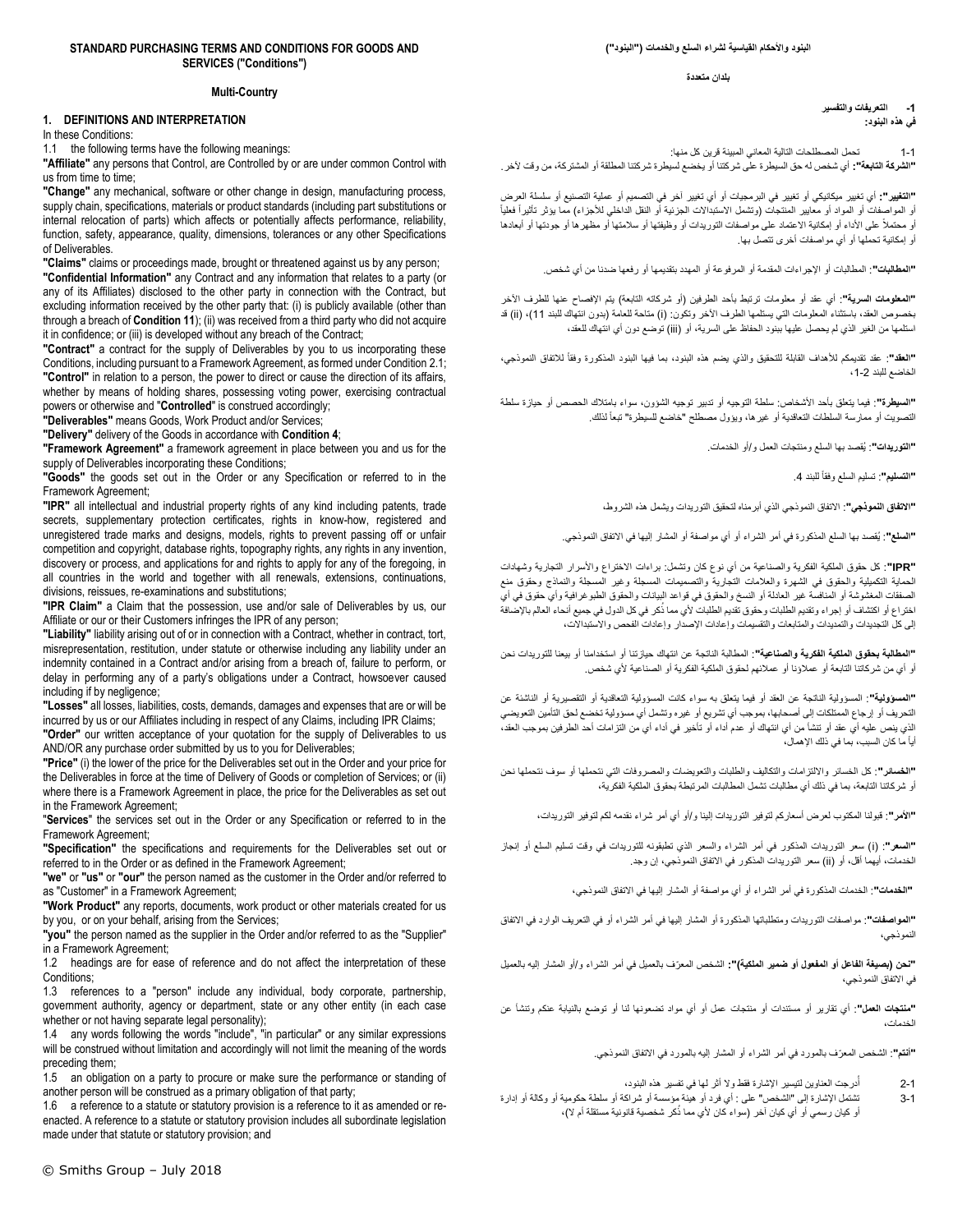# STANDARD PURCHASING TERMS AND CONDITIONS FOR GOODS AND SERVICES ("Conditions")

## Multi-Country

### 1. DEFINITIONS AND INTERPRETATION

In these Conditions:

1.1 the following terms have the following meanings:

**"Affiliate"** any persons that Control, are Controlled by or are under common Control with us from time to time;

**"Change"** any mechanical, software or other change in design, manufacturing process, supply chain, specifications, materials or product standards (including part substitutions or internal relocation of parts) which affects or potentially affects performance, reliability, function, safety, appearance, quality, dimensions, tolerances or any other Specifications of Deliverables.

**"Claims"** claims or proceedings made, brought or threatened against us by any person;

**"Confidential Information"** any Contract and any information that relates to a party (or any of its Affiliates) disclosed to the other party in connection with the Contract, but excluding information received by the other party that: (i) is publicly available (other than through a breach of **Condition 11**); (ii) was received from a third party who did not acquire it in confidence; or (iii) is developed without any breach of the Contract;

**"Contract"** a contract for the supply of Deliverables by you to us incorporating these Conditions, including pursuant to a Framework Agreement, as formed under Condition 2.1;

**"Control"** in relation to a person, the power to direct or cause the direction of its affairs, whether by means of holding shares, possessing voting power, exercising contractual powers or otherwise and "**Controlled**" is construed accordingly;

**"Deliverables"** means Goods, Work Product and/or Services;

**"Delivery"** delivery of the Goods in accordance with **Condition 4**;

**"Framework Agreement"** a framework agreement in place between you and us for the supply of Deliverables incorporating these Conditions;

**"Goods"** the goods set out in the Order or any Specification or referred to in the Framework Agreement;

**"IPR"** all intellectual and industrial property rights of any kind including patents, trade secrets, supplementary protection certificates, rights in know-how, registered and unregistered trade marks and designs, models, rights to prevent passing off or unfair competition and copyright, database rights, topography rights, any rights in any invention, discovery or process, and applications for and rights to apply for any of the foregoing, in all countries in the world and together with all renewals, extensions, continuations, divisions, reissues, re-examinations and substitutions;

**"IPR Claim"** a Claim that the possession, use and/or sale of Deliverables by us, our Affiliate or our or their Customers infringes the IPR of any person;

**"Liability"** liability arising out of or in connection with a Contract, whether in contract, tort, misrepresentation, restitution, under statute or otherwise including any liability under an indemnity contained in a Contract and/or arising from a breach of, failure to perform, or delay in performing any of a party's obligations under a Contract, howsoever caused including if by negligence;

**"Losses"** all losses, liabilities, costs, demands, damages and expenses that are or will be incurred by us or our Affiliates including in respect of any Claims, including IPR Claims;

**"Order"** our written acceptance of your quotation for the supply of Deliverables to us AND/OR any purchase order submitted by us to you for Deliverables;

**"Price"** (i) the lower of the price for the Deliverables set out in the Order and your price for the Deliverables in force at the time of Delivery of Goods or completion of Services; or (ii) where there is a Framework Agreement in place, the price for the Deliverables as set out in the Framework Agreement;

"**Services**" the services set out in the Order or any Specification or referred to in the Framework Agreement;

**"Specification"** the specifications and requirements for the Deliverables set out or referred to in the Order or as defined in the Framework Agreement;

**"we"** or **"us"** or **"our"** the person named as the customer in the Order and/or referred to as "Customer" in a Framework Agreement;

**"Work Product"** any reports, documents, work product or other materials created for us by you, or on your behalf, arising from the Services;

**"you"** the person named as the supplier in the Order and/or referred to as the "Supplier" in a Framework Agreement;

1.2 headings are for ease of reference and do not affect the interpretation of these Conditions;

1.3 references to a "person" include any individual, body corporate, partnership, government authority, agency or department, state or any other entity (in each case whether or not having separate legal personality);

1.4 any words following the words "include", "in particular" or any similar expressions will be construed without limitation and accordingly will not limit the meaning of the words preceding them;

1.5 an obligation on a party to procure or make sure the performance or standing of another person will be construed as a primary obligation of that party;

1.6 a reference to a statute or statutory provision is a reference to it as amended or re-enacted. A reference to a statute or statutory provision includes all subordinate legislation made under that statute or statutory provision; and

# البنود والأحكام القياسية لشراء السلع والخدمات ("البنود")

## بلدان متعددة

### 1- التعريفات والتفسير

**في هذه البنود:**

1-1 تحمل المصطلحات التالية المعاني المبينة قرين كل منها:

**"الشركة التابعة"**: أي شخص له حق السيطرة على شركتنا أو يخضع لسيطرة شركتنا المطلقة أو المشتركة، من وقت لآخر.

**"التغيير"**: أي تغيير ميكانيكي أو تغيير في البرمجيات أو أي تغيير آخر في التصميم أو عملية التصنيع أو سلسلة العرض أو المواصفات أو المواد أو معايير المنتجات (وتشمل الاستبدالات الجزئية أو النقل الداخلي للأجزاء) مما يؤثر تأثيراً فعلياً أو محتملاً على الأداء أو إمكانية الاعتماد على مواصفات التوريدات أو وظيفتها أو سلامتها أو مظهرها أو جودتها أو أبعادها أو إمكانية تحملها أو أي مواصفات أخرى تتصل بها.

**"المطالبات"**: المطالبات أو الإجراءات المقدمة أو المرفوعة أو المهدد بتقديمها أو رفعها ضدنا من أي شخص.

**"المعلومات السرية"**: أي عقد أو معلومات ترتبط بأحد الطرفين (أو شركاته التابعة) يتم الإفصاح عنها للطرف الآخر بخصوص العقد، باستثناء المعلومات التي يستلمها الطرف الآخر وتكون: (i) متاحة للعامة (بدون انتهاك للبند 11)، (ii) قد استلمها من الغير الذي لم يحصل عليها ببنود الحفاظ على السرية، أو (iii) توضع دون أي انتهاك للعقد،

**"العقد"**: عقد تقديمكم للأهداف القابلة للتحقيق والذي يضم هذه البنود، بما فيها البنود المذكورة وفقاً للاتفاق النموذجي الخاضع للبند 2-1،

**"السيطرة"**: فيما يتعلق بأحد الأشخاص: سلطة التوجيه أو تدبير توجيه الشؤون، سواء بامتلاك الحصص أو حيازة سلطة التصويت أو ممارسة السلطات التعاقدية أو غيرها، ويؤول مصطلح "خاضع للسيطرة" تبعاً لذلك.

**"التوريدات"**: يُقصد بها السلع ومنتجات العمل و/أو الخدمات.

**"التسليم"**: تسليم السلع وفقاً للبند 4.

**"الاتفاق النموذجي"**: الاتفاق النموذجي الذي أبرمناه لتحقيق التوريدات ويشمل هذه الشروط،

**"السلع"**: يُقصد بها السلع المذكورة في أمر الشراء أو أي مواصفة أو المشار إليها في الاتفاق النموذجي.

**"IPR"**: كل حقوق الملكية الفكرية والصناعية من أي نوع كان وتشمل: براءات الاختراع والأسرار التجارية وشهادات الحماية التكميلية والحقوق في الشهرة والعلامات التجارية والتصميمات المسجلة وغير المسجلة والنماذج وحقوق منع الصفقات المغشوشة أو المنافسة غير العادلة والحقوق في قواعد البيانات والحقوق الطبوغرافية وأي حقوق في أي اختراع أو اكتشاف أو إجراء وتقديم الطلبات وحقوق تقديم الطلبات لأي مما ذُكر في كل الدول في جميع أنحاء العالم بالإضافة إلى كل التجديدات والتمديدات والمتابعات والتقسيمات وإعادات الإصدار وإعادات الفحص والاستبدالات،

**"المطالبة بحقوق الملكية الفكرية والصناعية"**: المطالبة الناتجة عن انتهاك حيازتنا أو استخدامنا أو بيعنا للتوريدات نحن أو أي من شركاتنا التابعة أو عملائنا أو عملائهم لحقوق الملكية الفكرية والصناعية لأي شخص.

**"المسؤولية"**: المسؤولية الناتجة عن العقد أو فيما يتعلق به سواء كانت المسؤولية التعاقدية أو التقصيرية أو الناشئة عن التحريف أو إرجاع الممتلكات إلى أصحابها، بموجب أي تشريع أو غيره وتشمل أي مسؤولية تخضع لحق التأمين التعويضي الذي ينص عليه أي عقد أو تنشأ من أي انتهاك أو عدم أداء أو تأخير في أداء أي من التزامات أحد الطرفين بموجب العقد، أياً ما كان السبب، بما في ذلك الإهمال،

**"الخسائر"**: كل الخسائر والالتزامات والتكاليف والطلبات والتعويضات والمصروفات التي نتحملها نحن أو سوف نتحملها نحن أو شركاتنا التابعة، بما في ذلك أي مطالبات تشمل المطالبات المرتبطة بحقوق الملكية الفكرية،

**"الأمر"**: قبولنا المكتوب لعرض أسعاركم لتوفير التوريدات إلينا و/أو أي أمر شراء نقدمه لكم لتوفير التوريدات،

**"السعر"**: (i) سعر التوريدات المذكور في أمر الشراء والسعر الذي تطبقونه للتوريدات في وقت تسليم السلع أو إنجاز الخدمات، أيهما أقل، أو (ii) سعر التوريدات المذكور في الاتفاق النموذجي، إن وجد.

**"الخدمات"**: الخدمات المذكورة في أمر الشراء أو أي مواصفة أو المشار إليها في الاتفاق النموذجي،

**"المواصفات"**: مواصفات التوريدات ومتطلباتها المذكورة أو المشار إليها في أمر الشراء أو في التعريف الوارد في الاتفاق النموذجي،

**"نحن (بصيغة الفاعل أو المفعول أو ضمير الملكية)"**: الشخص المعرّف بالعميل في أمر الشراء و/أو المشار إليه بالعميل في الاتفاق النموذجي،

**"منتجات العمل"**: أي تقارير أو مستندات أو منتجات عمل أو أي مواد تضعونها لنا أو توضع بالنيابة عنكم وتنشأ عن الخدمات،

**"أنتم"**: الشخص المعرّف بالمورد في أمر الشراء أو المشار إليه بالمورد في الاتفاق النموذجي.

2-1 أدرجت العناوين لتيسير الإشارة فقط ولا أثر لها في تفسير هذه البنود،

3-1 تشمل الإشارة إلى "الشخص" على : أي فرد أو هيئة مؤسسة أو شراكة أو سلطة حكومية أو وكالة أو إدارة أو كيان رسمي أو أي كيان آخر (سواء كان لأي مما ذُكر شخصية قانونية مستقلة أم لا)،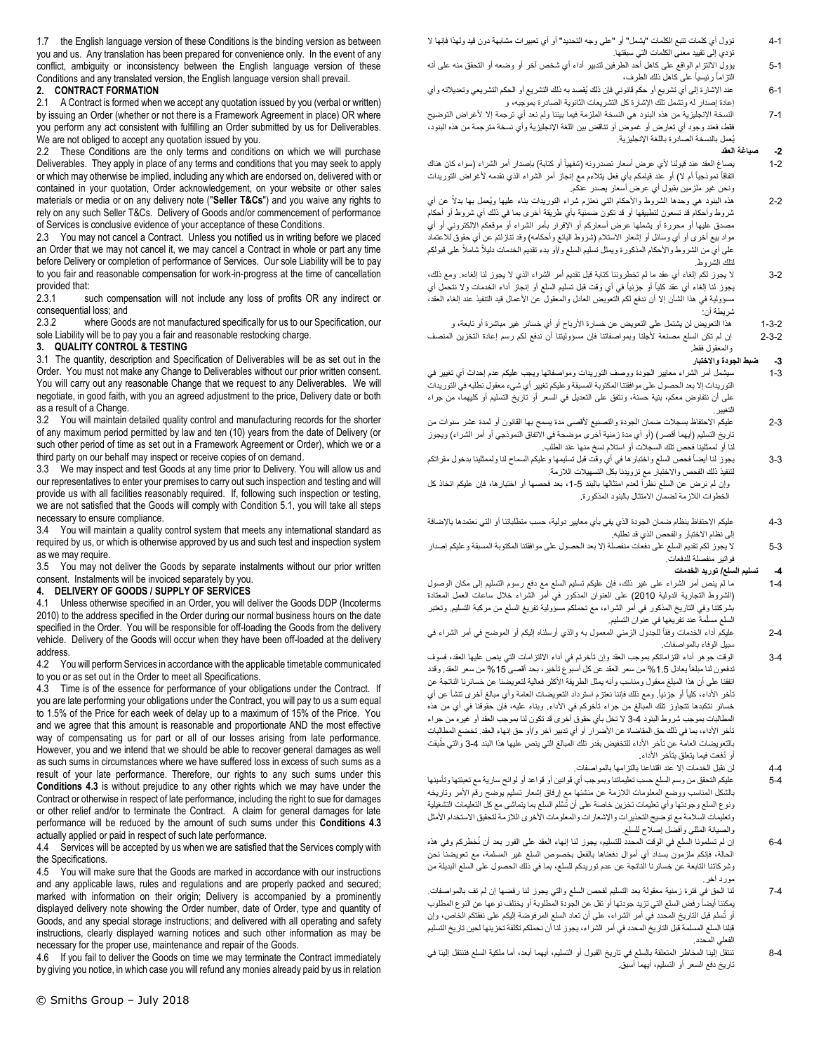1.7 the English language version of these Conditions is the binding version as between you and us. Any translation has been prepared for convenience only. In the event of any conflict, ambiguity or inconsistency between the English language version of these Conditions and any translated version, the English language version shall prevail.

## 2. CONTRACT FORMATION

2.1 A Contract is formed when we accept any quotation issued by you (verbal or written) by issuing an Order (whether or not there is a Framework Agreement in place) OR where you perform any act consistent with fulfilling an Order submitted by us for Deliverables. We are not obliged to accept any quotation issued by you.

2.2 These Conditions are the only terms and conditions on which we will purchase Deliverables. They apply in place of any terms and conditions that you may seek to apply or which may otherwise be implied, including any which are endorsed on, delivered with or contained in your quotation, Order acknowledgement, on your website or other sales materials or media or on any delivery note ("**Seller T&Cs**") and you waive any rights to rely on any such Seller T&Cs. Delivery of Goods and/or commencement of performance of Services is conclusive evidence of your acceptance of these Conditions.

2.3 You may not cancel a Contract. Unless you notified us in writing before we placed an Order that we may not cancel it, we may cancel a Contract in whole or part any time before Delivery or completion of performance of Services. Our sole Liability will be to pay to you fair and reasonable compensation for work-in-progress at the time of cancellation provided that:

2.3.1 such compensation will not include any loss of profits OR any indirect or consequential loss; and

2.3.2 where Goods are not manufactured specifically for us to our Specification, our sole Liability will be to pay you a fair and reasonable restocking charge.

## 3. QUALITY CONTROL & TESTING

3.1 The quantity, description and Specification of Deliverables will be as set out in the Order. You must not make any Change to Deliverables without our prior written consent. You will carry out any reasonable Change that we request to any Deliverables. We will negotiate, in good faith, with you an agreed adjustment to the price, Delivery date or both as a result of a Change.

3.2 You will maintain detailed quality control and manufacturing records for the shorter of any maximum period permitted by law and ten (10) years from the date of Delivery (or such other period of time as set out in a Framework Agreement or Order), which we or a third party on our behalf may inspect or receive copies of on demand.

3.3 We may inspect and test Goods at any time prior to Delivery. You will allow us and our representatives to enter your premises to carry out such inspection and testing and will provide us with all facilities reasonably required. If, following such inspection or testing, we are not satisfied that the Goods will comply with Condition 5.1, you will take all steps necessary to ensure compliance.

3.4 You will maintain a quality control system that meets any international standard as required by us, or which is otherwise approved by us and such test and inspection system as we may require.

3.5 You may not deliver the Goods by separate instalments without our prior written consent. Instalments will be invoiced separately by you.

## 4. DELIVERY OF GOODS / SUPPLY OF SERVICES

4.1 Unless otherwise specified in an Order, you will deliver the Goods DDP (Incoterms 2010) to the address specified in the Order during our normal business hours on the date specified in the Order. You will be responsible for off-loading the Goods from the delivery vehicle. Delivery of the Goods will occur when they have been off-loaded at the delivery address.

4.2 You will perform Services in accordance with the applicable timetable communicated to you or as set out in the Order to meet all Specifications.

4.3 Time is of the essence for performance of your obligations under the Contract. If you are late performing your obligations under the Contract, you will pay to us a sum equal to 1.5% of the Price for each week of delay up to a maximum of 15% of the Price. You and we agree that this amount is reasonable and proportionate AND the most effective way of compensating us for part or all of our losses arising from late performance. However, you and we intend that we should be able to recover general damages as well as such sums in circumstances where we have suffered loss in excess of such sums as a result of your late performance. Therefore, our rights to any such sums under this **Conditions 4.3** is without prejudice to any other rights which we may have under the Contract or otherwise in respect of late performance, including the right to sue for damages or other relief and/or to terminate the Contract. A claim for general damages for late performance will be reduced by the amount of such sums under this **Conditions 4.3** actually applied or paid in respect of such late performance.

4.4 Services will be accepted by us when we are satisfied that the Services comply with the Specifications.

4.5 You will make sure that the Goods are marked in accordance with our instructions and any applicable laws, rules and regulations and are properly packed and secured; marked with information on their origin; Delivery is accompanied by a prominently displayed delivery note showing the Order number, date of Order, type and quantity of Goods, and any special storage instructions; and delivered with all operating and safety instructions, clearly displayed warning notices and such other information as may be necessary for the proper use, maintenance and repair of the Goods.

4.6 If you fail to deliver the Goods on time we may terminate the Contract immediately by giving you notice, in which case you will refund any monies already paid by us in relation

1-4 تؤول أي كلمات تتبع الكلمات "يشمل" أو "على وجه التحديد" أو أي تعبيرات مشابهة دون قيد ولهذا فإنها لا تؤدي إلى تقييد معنى الكلمات التي سبقتها.

1-5 يؤول الالتزام الواقع على كاهل أحد الطرفين لتدبير أداء أي شخص آخر أو وضعه أو التحقق منه على أنه التزاماً رئيسياً على كاهل ذلك الطرف،

1-6 عند الإشارة إلى أي تشريع أو حكم قانوني فإن ذلك يُقصد به ذلك التشريع أو الحكم التشريعي وتعديلاته وأي إعادة إصدار له وتشمل تلك الإشارة كل التشريعات الثانوية الصادرة بموجبه، و

1-7 النسخة الإنجليزية من هذه البنود هي النسخة الملزمة فيما بيننا ولم نعد أي ترجمة إلا لأغراض التوضيح فقط، فعند وجود أي تعارض أو غموض أو تناقض بين اللغة الإنجليزية وأي نسخة مترجمة من هذه البنود، يُعمل بالنسخة الصادرة باللغة الإنجليزية.

## 2- صياغة العقد

2-1 يصاغ العقد عند قبولنا لأي عرض أسعار تصدرونه (شفهياً أو كتابة) بإصدار أمر الشراء (سواء كان هناك اتفاقاً نموذجياً أم لا) أو عند قيامكم بأي فعل يتلاءم مع إنجاز أمر الشراء الذي نقدمه لأغراض التوريدات ونحن غير ملزمين بقبول أي عرض أسعار يصدر عنكم.

2-2 هذه البنود هي وحدها الشروط والأحكام التي نعتزم شراء التوريدات بناء عليها ويُعمل بها بدلاً عن أي شروط وأحكام قد تسعون لتطبيقها أو قد تكون ضمنية بأي طريقة أخرى بما في ذلك أي شروط أو أحكام مصدق عليها أو محررة أو يشملها عرض أسعاركم أو الإقرار بأمر الشراء أو موقعكم الإلكتروني أو أي مواد بيع أخرى أو أي وسائل أو إشعار الاستلام (شروط البائع وأحكامه) وقد تنازلتم عن أي حقوق للاعتماد على أي من الشروط والأحكام المذكورة ويمثل تسليم السلع و/أو بدء تقديم الخدمات دليلاً شاملاً على قبولكم لتلك الشروط.

2-3 لا يجوز لكم إلغاء أي عقد ما لم تخطروننا كتابة قبل تقديم أمر الشراء الذي لا يجوز لنا إلغاءه. ومع ذلك، يجوز لنا إلغاء أي عقد كلياً أو جزئياً في أي وقت قبل تسليم السلع أو إنجاز أداء الخدمات ولا نتحمل أي مسؤولية في هذا الشأن إلا أن ندفع لكم التعويض العادل والمعقول عن الأعمال قيد التنفيذ عند إلغاء العقد، شريطة أن:

2-3-1 هذا التعويض لن يشتمل على التعويض عن خسارة الأرباح أو أي خسائر غير مباشرة أو تابعة، و

2-3-2 إن لم تكن السلع مصنعة لأجلنا وبمواصفاتنا فإن مسؤوليتنا أن ندفع لكم رسم إعادة التخزين المنصف والمعقول فقط.

## 3- ضبط الجودة والاختبار

3-1 سيشمل أمر الشراء معايير الجودة ووصف التوريدات ومواصفاتها ويجب عليكم عدم إحداث أي تغيير في التوريدات إلا بعد الحصول على موافقتنا المكتوبة المسبقة وعليكم تغيير أي شيء معقول نطلبه في التوريدات على أن نتفاوض معكم، بنية حسنة، ونتفق على التعديل في السعر أو تاريخ التسليم أو كليهما، من جراء التغيير.

3-2 عليكم الاحتفاظ بسجلات ضمان الجودة والتصنيع لأقصى مدة يسمح بها القانون أو لمدة عشر سنوات من تاريخ التسليم (أيهما أقصر) (أو أي مدة زمنية أخرى موضحة في الاتفاق النموذجي أو أمر الشراء) ويجوز لنا أو لممثلينا فحص تلك السجلات أو استلام نسخ منها عند الطلب.

3-3 يجوز لنا أيضاً فحص السلع واختبارها في أي وقت قبل تسليمها وعليكم السماح لنا ولممثلينا بدخول مقراتكم لتنفيذ ذلك الفحص والاختبار مع تزويدنا بكل التسهيلات اللازمة.

وإن لم نرض عن السلع نظراً لعدم امتثالها بالبند 5-1، بعد فحصها أو اختبارها، فإن عليكم اتخاذ كل الخطوات اللازمة لضمان الامتثال بالبنود المذكورة.

3-4 عليكم الاحتفاظ بنظام ضمان الجودة الذي يفي بأي معايير دولية، حسب متطلباتنا أو التي نعتمدها بالإضافة إلى نظام الاختبار والفحص الذي قد نطلبه.

3-5 لا يجوز لكم تقديم السلع على دفعات منفصلة إلا بعد الحصول على موافقتنا المكتوبة المسبقة وعليكم إصدار فواتير منفصلة للدفعات.

## 4- تسليم السلع/ توريد الخدمات

4-1 ما لم ينص أمر الشراء على غير ذلك، فإن عليكم تسليم السلع مع دفع رسوم التسليم إلى مكان الوصول (الشروط التجارية الدولية 2010) على العنوان المذكور في أمر الشراء خلال ساعات العمل المعتادة بشركتنا وفي التاريخ المذكور في أمر الشراء، مع تحملكم مسؤولية تفريغ السلع من مركبة التسليم. وتعتبر السلع مسلمة عند تفريغها في عنوان التسليم.

4-2 عليكم أداء الخدمات وفقاً للجدول الزمني المعمول به والذي أرسلناه إليكم أو الموضح في أمر الشراء في سبيل الوفاء بالمواصفات.

4-3 الوقت جوهر أداء التزاماتكم بموجب العقد وإن تأخرتم في أداء الالتزامات التي ينص عليها العقد، فسوف تدفعون لنا مبلغاً يعادل 1.5% من سعر العقد عن كل أسبوع تأخير، بحد أقصى 15% من سعر العقد. وقد اتفقنا على أن هذا المبلغ معقول ومناسب وأنه يمثل الطريقة الأكثر فعالية لتعويضنا عن خسائرنا الناتجة عن تأخر الأداء، كلياً أو جزئياً. ومع ذلك فإننا نعتزم استرداد التعويضات العامة وأي مبالغ أخرى تنشأ عن أي خسائر نتكبدها تتجاوز تلك المبالغ من جراء تأخركم في الأداء. وبناء عليه، فإن حقوقنا في أي من هذه المطالبات بموجب شروط البنود 4-3 لا تخل بأي حقوق أخرى قد تكون لنا بموجب العقد أو غيره من جراء تأخر الأداء، بما في ذلك حق المقاضاة عن الأضرار أو أي تدبير آخر و/أو حق إنهاء العقد. تخضع المطالبات بالتعويضات العامة عن تأخر الأداء للتخفيض بقدر تلك المبالغ التي ينص عليها هذا البند 4-3 والتي طُبقت أو دُفعت فيما يتعلق بتأخر الأداء.

4-4 لن نقبل الخدمات إلا عند اقتناعنا بالتزامها بالمواصفات.

4-5 عليكم التحقق من وسم السلع حسب تعليماتنا وبموجب أي قوانين أو قواعد أو لوائح سارية مع تعبئتها وتأمينها بالشكل المناسب ووضع المعلومات اللازمة عن منشئها مع إرفاق إشعار تسليم يوضح رقم الأمر وتاريخه ونوع السلع وجودتها وأي تعليمات تخزين خاصة على أن تُسَلم السلع بما يتماشى مع كل التعليمات التشغيلية وتعليمات السلامة مع توضيح التحذيرات والإشعارات والمعلومات الأخرى اللازمة لتحقيق الاستخدام الأمثل والصيانة المثلى وأفضل إصلاح للسلع.

4-6 إن لم تسلمونا السلع في الوقت المحدد للتسليم، يجوز لنا إنهاء العقد على الفور بعد أن نُخطركم وفي هذه الحالة، فإنكم ملزمون بسداد أي أموال دفعناها بالفعل بخصوص السلع غير المسلمة، مع تعويضنا نحن وشركاتنا التابعة عن خسائرنا الناتجة عن عدم توريدكم للسلع، بما في ذلك الحصول على السلع البديلة من مورد آخر.

4-7 لنا الحق في فترة زمنية معقولة بعد التسليم لفحص السلع والتي يجوز لنا رفضها إن لم تف بالمواصفات. يمكننا أيضاً رفض السلع التي تزيد جودتها أو تقل عن الجودة المطلوبة أو يختلف نوعها عن النوع المطلوب أو تُسلم قبل التاريخ المحدد في أمر الشراء، على أن تعاد السلع المرفوضة إليكم على نفقتكم الخاص، وإن قبلنا السلع المسلمة قبل التاريخ المحدد في أمر الشراء، يجوز لنا أن نحملكم تكلفة تخزينها لحين تاريخ التسليم الفعلي المحدد.

4-8 تنتقل إلينا المخاطر المتعلقة بالسلع في تاريخ القبول أو التسليم، أيهما أبعد، أما ملكية السلع فتنتقل إلينا في تاريخ دفع السعر أو التسليم، أيهما أسبق.

© Smiths Group – July 2018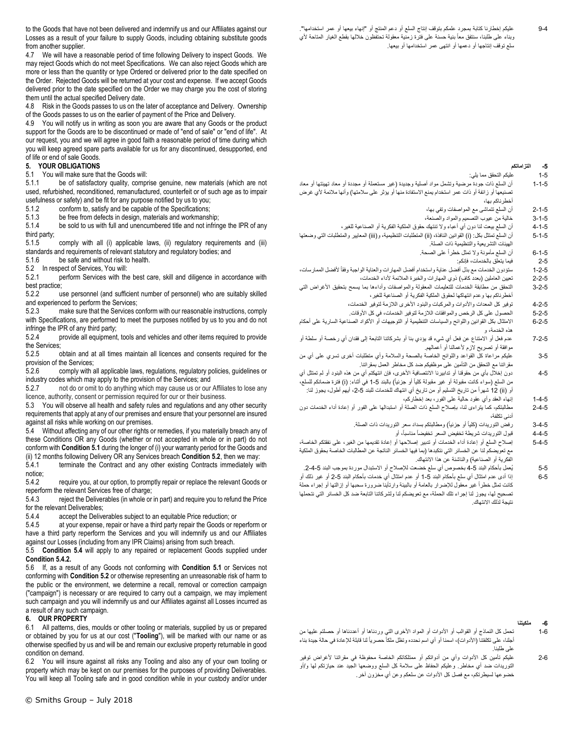to the Goods that have not been delivered and indemnify us and our Affiliates against our Losses as a result of your failure to supply Goods, including obtaining substitute goods from another supplier.

4.7 We will have a reasonable period of time following Delivery to inspect Goods. We may reject Goods which do not meet Specifications. We can also reject Goods which are more or less than the quantity or type Ordered or delivered prior to the date specified on the Order. Rejected Goods will be returned at your cost and expense. If we accept Goods delivered prior to the date specified on the Order we may charge you the cost of storing them until the actual specified Delivery date.

4.8 Risk in the Goods passes to us on the later of acceptance and Delivery. Ownership of the Goods passes to us on the earlier of payment of the Price and Delivery.

4.9 You will notify us in writing as soon you are aware that any Goods or the product support for the Goods are to be discontinued or made of "end of sale" or "end of life". At our request, you and we will agree in good faith a reasonable period of time during which you will keep agreed spare parts available for us for any discontinued, desupported, end of life or end of sale Goods.

## 5. YOUR OBLIGATIONS

5.1 You will make sure that the Goods will:

5.1.1 be of satisfactory quality, comprise genuine, new materials (which are not used, refurbished, reconditioned, remanufactured, counterfeit or of such age as to impair usefulness or safety) and be fit for any purpose notified by us to you;

5.1.2 conform to, satisfy and be capable of the Specifications;

5.1.3 be free from defects in design, materials and workmanship;

5.1.4 be sold to us with full and unencumbered title and not infringe the IPR of any third party;

5.1.5 comply with all (i) applicable laws, (ii) regulatory requirements and (iii) standards and requirements of relevant statutory and regulatory bodies; and

5.1.6 be safe and without risk to health.

5.2 In respect of Services, You will:

5.2.1 perform Services with the best care, skill and diligence in accordance with best practice;

5.2.2 use personnel (and sufficient number of personnel) who are suitably skilled and experienced to perform the Services;

5.2.3 make sure that the Services conform with our reasonable instructions, comply with Specifications, are performed to meet the purposes notified by us to you and do not infringe the IPR of any third party;

5.2.4 provide all equipment, tools and vehicles and other items required to provide the Services;

5.2.5 obtain and at all times maintain all licences and consents required for the provision of the Services;

5.2.6 comply with all applicable laws, regulations, regulatory policies, guidelines or industry codes which may apply to the provision of the Services; and

5.2.7 not do or omit to do anything which may cause us or our Affiliates to lose any licence, authority, consent or permission required for our or their business.

5.3 You will observe all health and safety rules and regulations and any other security requirements that apply at any of our premises and ensure that your personnel are insured against all risks while working on our premises.

5.4 Without affecting any of our other rights or remedies, if you materially breach any of these Conditions OR any Goods (whether or not accepted in whole or in part) do not conform with **Condition 5.1** during the longer of (i) your warranty period for the Goods and (ii) 12 months following Delivery OR any Services breach **Condition 5.2**, then we may:

5.4.1 terminate the Contract and any other existing Contracts immediately with notice;

5.4.2 require you, at our option, to promptly repair or replace the relevant Goods or reperform the relevant Services free of charge;

5.4.3 reject the Deliverables (in whole or in part) and require you to refund the Price for the relevant Deliverables;

5.4.4 accept the Deliverables subject to an equitable Price reduction; or

5.4.5 at your expense, repair or have a third party repair the Goods or reperform or have a third party reperform the Services and you will indemnify us and our Affiliates against our Losses (including from any IPR Claims) arising from such breach.

5.5 **Condition 5.4** will apply to any repaired or replacement Goods supplied under **Condition 5.4.2.**

5.6 If, as a result of any Goods not conforming with **Condition 5.1** or Services not conforming with **Condition 5.2** or otherwise representing an unreasonable risk of harm to the public or the environment, we determine a recall, removal or correction campaign ("campaign") is necessary or are required to carry out a campaign, we may implement such campaign and you will indemnify us and our Affiliates against all Losses incurred as a result of any such campaign.

## 6. OUR PROPERTY

6.1 All patterns, dies, moulds or other tooling or materials, supplied by us or prepared or obtained by you for us at our cost ("**Tooling**"), will be marked with our name or as otherwise specified by us and will be and remain our exclusive property returnable in good condition on demand.

6.2 You will insure against all risks any Tooling and also any of your own tooling or property which may be kept on our premises for the purposes of providing Deliverables. You will keep all Tooling safe and in good condition while in your custody and/or under

4-9 عليكم إخطارنا كتابة بمجرد علمكم بتوقف إنتاج السلع أو دعم المنتج أو "إنهاء بيعها أو عمر استخدامها". وبناء على طلبنا، سنتفق معاً بنية حسنة على فترة زمنية معقولة تحتفظون خلالها بقطع الغيار المتاحة لأي سلع توقف إنتاجها أو دعمها أو انتهى عمر استخدامها أو بيعها.

## 5- التزاماتكم

5-1 عليكم التحقق مما يلي:

5-1-1 أن السلع ذات جودة مرضية وتشمل مواد أصلية وجديدة (غير مستعملة أو مجددة أو معاد تهيئتها أو معاد تصنيعها أو زائفة أو ذات عمر استخدام يمنع الاستفادة منها أو يؤثر على سلامتها) وأنها ملائمة لأي غرض أخطرناكم بها،

5-1-2 أن السلع تتماشى مع المواصفات وتفي بها،

5-1-3 خالية من عيوب التصميم والمواد والصنعة،

5-1-4 أن السلع بيعت لنا دون أي أعباء ولا تنتهك حقوق الملكية الفكرية أو الصناعية للغير،

5-1-5 أن السلع تمتثل بكل: (i) القوانين النافذة، (ii) المتطلبات التنظيمية، و(iii) المعايير والمتطلبات التي وضعتها الهيئات التشريعية والتنظيمية ذات الصلة.

5-1-6 أن السلع مأمونة ولا تمثل خطراً على الصحة.

5-2 فيما يتعلق بالخدمات، فإنكم:

5-2-1 ستؤدون الخدمات مع بذل أفضل عناية واستخدام أفضل المهارات والعناية الواجبة وفقاً لأفضل الممارسات،

5-2-2 تعيين العاملين (بعدد كافٍ) ذوي المهارات والخبرة الملائمة لأداء الخدمات،

5-2-3 التحقق من مطابقة الخدمات للتعليمات المعقولة والمواصفات وأداءها بما يسمح بتحقيق الأغراض التي أخطرناكم بها وعدم انتهاكها لحقوق الملكية الفكرية أو الصناعية للغير،

5-2-4 توفير كل المعدات والأدوات والمركبات والبنود الأخرى اللازمة لتوفير الخدمات،

5-2-5 الحصول على كل الرخص والموافقات اللازمة لتوفير الخدمات، في كل الأوقات.

5-2-6 الامتثال بكل القوانين واللوائح والسياسات التنظيمية أو التوجيهات أو الأكواد الصناعية السارية على أحكام هذه الخدمة، و

5-2-7 عدم فعل أو الامتناع عن فعل أي شيء قد يؤدي بنا أو بشركاتنا التابعة إلى فقدان أي رخصة أو سلطة أو موافقة أو تصريح لازم لأعمالنا أو أعمالهم.

5-3 عليكم مراعاة كل القواعد واللوائح الخاصة بالصحة والسلامة وأي متطلبات أخرى تسري على أي من مقراتنا مع التحقق من التأمين على موظفيكم ضد كل مخاطر العمل بمقراتنا.

5-4 دون إخلال بأي من حقوقنا أو تدابيرنا الانتصافية الأخرى، فإن انتهكتم أي من هذه البنود أو لم تمتثل أي من السلع (سواء كانت مقبولة أو غير مقبولة كلياً أو جزئياً) بالبند 5-1 في أثناء: (i) فترة ضمانكم للسلع، أو (ii) 12 شهراً من تاريخ التسليم أو من تاريخ أي انتهاك للخدمات للبند 5-2، أيهم أطول، يجوز لنا:

5-4-1 إنهاء العقد وأي عقود حالية على الفور، بعد إخطاركم،

5-4-2 مطالبتكم- كما يتراءى لنا- بإصلاح السلع ذات الصلة أو استبدالها على الفور أو إعادة أداء الخدمات دون أدنى تكلفة،

5-4-3 رفض التوريدات (كلياً أو جزئياً) ومطالبتكم بسداد سعر التوريدات ذات الصلة.

5-4-4 قبول التوريدات شريطة تخفيض السعر تخفيضاً مناسباً، أو

5-4-5 إصلاح السلع أو إعادة أداء الخدمات أو تدبير إصلاحها أو إعادة تقديمها من الغير، على نفقتكم الخاصة، مع تعويضكم لنا عن الخسائر التي نتكبدها (بما فيها الخسائر الناتجة عن المطالبات الخاصة بحقوق الملكية الفكرية أو الصناعية) والناشئة عن هذا الانتهاك.

5-5 يُعمل بأحكام البند 5-4 بخصوص أي سلع خضعت للإصلاح أو الاستبدال موردة بموجب البند 5-4-2.

5-6 إذا أدى عدم امتثال أي سلع بأحكام البند 5-1 أو عدم امتثال أي خدمات بأحكام البند 5-2 أو غير ذلك أو كانت تمثل خطراً غير معقول للإضرار بالعامة أو بالبيئة وارتأينا ضرورة سحبها أو إزالتها أو إجراء حملة تصحيح لها، يجوز لنا إجراء تلك الحملة، مع تعويضكم لنا ولشركاتنا التابعة ضد كل الخسائر التي نتحملها نتيجة لذلك الانتهاك.

## 6- ملكيتنا

6-1 تحمل كل النماذج أو القوالب أو الأدوات أو المواد الأخرى التي وردناها أو أعددناها أو حصلتم عليها من أجلنا، على تكلفتنا (الأدوات)، اسمنا أو أي اسم نحدده وتظل ملكاً حصرياً لنا قابلة للإعادة في حالة جيدة بناء على طلبنا.

6-2 عليكم تأمين كل الأدوات وأي من أدواتكم أو ممتلكاتكم الخاصة محفوظة في مقراتنا لأغراض توفير التوريدات ضد أي مخاطر. وعليكم الحفاظ على سلامة كل السلع ووضعها الجيد عند حيازتكم لها و/أو خضوعها لسيطرتكم، مع فصل كل الأدوات عن سلعكم وعن أي مخزون آخر.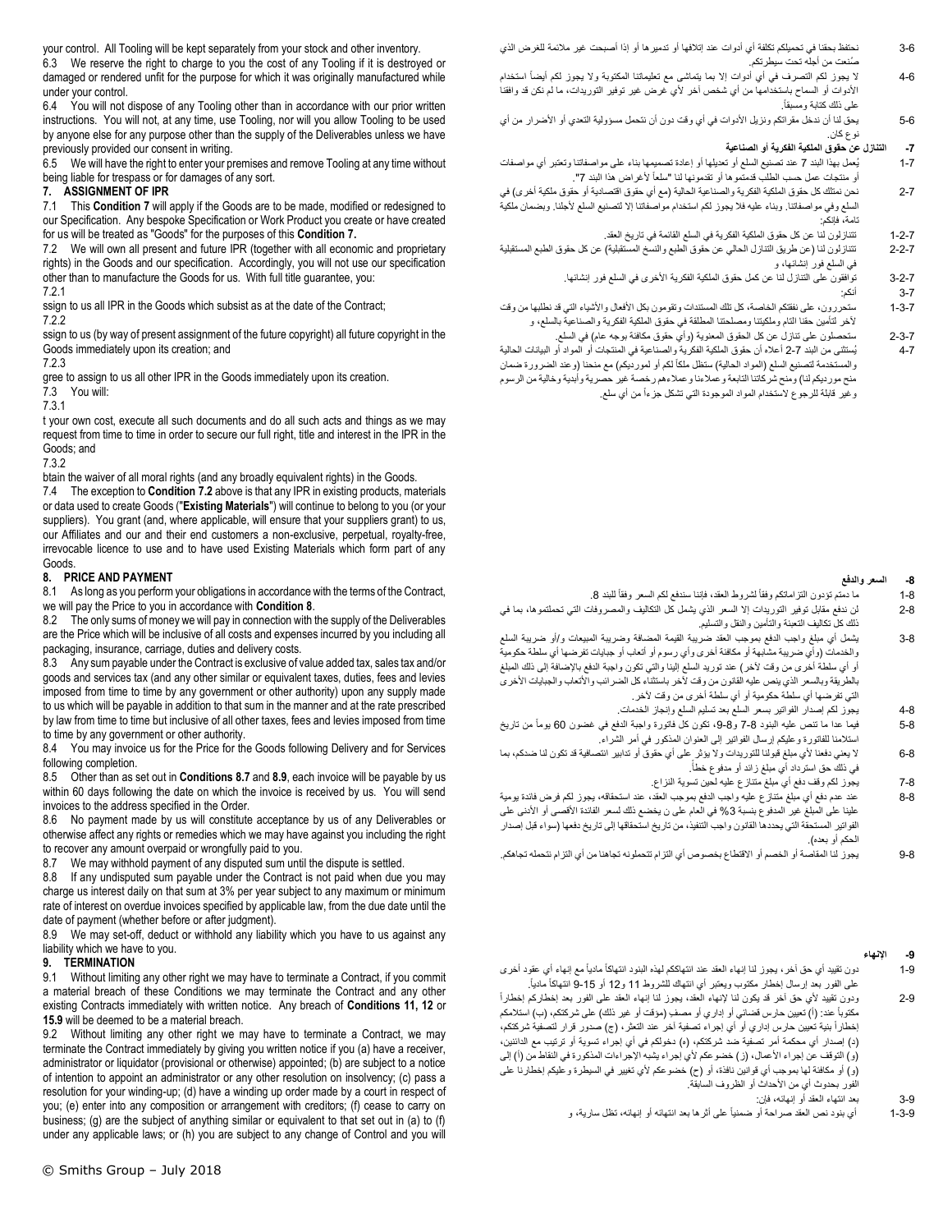your control. All Tooling will be kept separately from your stock and other inventory.

6.3 We reserve the right to charge to you the cost of any Tooling if it is destroyed or damaged or rendered unfit for the purpose for which it was originally manufactured while under your control.

6.4 You will not dispose of any Tooling other than in accordance with our prior written instructions. You will not, at any time, use Tooling, nor will you allow Tooling to be used by anyone else for any purpose other than the supply of the Deliverables unless we have previously provided our consent in writing.

6.5 We will have the right to enter your premises and remove Tooling at any time without being liable for trespass or for damages of any sort.

## 7. ASSIGNMENT OF IPR

7.1 This **Condition 7** will apply if the Goods are to be made, modified or redesigned to our Specification. Any bespoke Specification or Work Product you create or have created for us will be treated as "Goods" for the purposes of this **Condition 7.**

7.2 We will own all present and future IPR (together with all economic and proprietary rights) in the Goods and our specification. Accordingly, you will not use our specification other than to manufacture the Goods for us. With full title guarantee, you:

7.2.1
ssign to us all IPR in the Goods which subsist as at the date of the Contract;

7.2.2
ssign to us (by way of present assignment of the future copyright) all future copyright in the Goods immediately upon its creation; and

7.2.3
gree to assign to us all other IPR in the Goods immediately upon its creation.

7.3 You will:

7.3.1
t your own cost, execute all such documents and do all such acts and things as we may request from time to time in order to secure our full right, title and interest in the IPR in the Goods; and

7.3.2
btain the waiver of all moral rights (and any broadly equivalent rights) in the Goods.

7.4 The exception to **Condition 7.2** above is that any IPR in existing products, materials or data used to create Goods ("**Existing Materials**") will continue to belong to you (or your suppliers). You grant (and, where applicable, will ensure that your suppliers grant) to us, our Affiliates and our and their end customers a non-exclusive, perpetual, royalty-free, irrevocable licence to use and to have used Existing Materials which form part of any Goods.

## 8. PRICE AND PAYMENT

8.1 As long as you perform your obligations in accordance with the terms of the Contract, we will pay the Price to you in accordance with **Condition 8**.

8.2 The only sums of money we will pay in connection with the supply of the Deliverables are the Price which will be inclusive of all costs and expenses incurred by you including all packaging, insurance, carriage, duties and delivery costs.

8.3 Any sum payable under the Contract is exclusive of value added tax, sales tax and/or goods and services tax (and any other similar or equivalent taxes, duties, fees and levies imposed from time to time by any government or other authority) upon any supply made to us which will be payable in addition to that sum in the manner and at the rate prescribed by law from time to time but inclusive of all other taxes, fees and levies imposed from time to time by any government or other authority.

8.4 You may invoice us for the Price for the Goods following Delivery and for Services following completion.

8.5 Other than as set out in **Conditions 8.7** and **8.9**, each invoice will be payable by us within 60 days following the date on which the invoice is received by us. You will send invoices to the address specified in the Order.

8.6 No payment made by us will constitute acceptance by us of any Deliverables or otherwise affect any rights or remedies which we may have against you including the right to recover any amount overpaid or wrongfully paid to you.

8.7 We may withhold payment of any disputed sum until the dispute is settled.

8.8 If any undisputed sum payable under the Contract is not paid when due you may charge us interest daily on that sum at 3% per year subject to any maximum or minimum rate of interest on overdue invoices specified by applicable law, from the due date until the date of payment (whether before or after judgment).

8.9 We may set-off, deduct or withhold any liability which you have to us against any liability which we have to you.

## 9. TERMINATION

9.1 Without limiting any other right we may have to terminate a Contract, if you commit a material breach of these Conditions we may terminate the Contract and any other existing Contracts immediately with written notice. Any breach of **Conditions 11, 12** or **15.9** will be deemed to be a material breach.

9.2 Without limiting any other right we may have to terminate a Contract, we may terminate the Contract immediately by giving you written notice if you (a) have a receiver, administrator or liquidator (provisional or otherwise) appointed; (b) are subject to a notice of intention to appoint an administrator or any other resolution on insolvency; (c) pass a resolution for your winding-up; (d) have a winding up order made by a court in respect of you; (e) enter into any composition or arrangement with creditors; (f) cease to carry on business; (g) are the subject of anything similar or equivalent to that set out in (a) to (f) under any applicable laws; or (h) you are subject to any change of Control and you will

3-6 نحتفظ بحقنا في تحميلكم تكلفة أي أدوات عند إتلافها أو تدميرها أو إذا أصبحت غير ملائمة للغرض الذي صُنعت من أجله تحت سيطرتكم.

4-6 لا يجوز لكم التصرف في أي أدوات إلا بما يتماشى مع تعليماتنا المكتوبة ولا يجوز لكم أيضاً استخدام الأدوات أو السماح باستخدامها من أي شخص آخر لأي غرض غير توفير التوريدات، ما لم نكن قد وافقنا على ذلك كتابة ومسبقاً.

5-6 يحق لنا أن ندخل مقراتكم ونزيل الأدوات في أي وقت دون أن نتحمل مسؤولية التعدي أو الأضرار من أي نوع كان.

## 7- التنازل عن حقوق الملكية الفكرية أو الصناعية

1-7 يُعمل بهذا البند 7 عند تصنيع السلع أو تعديلها أو إعادة تصميمها بناء على مواصفاتنا وتعتبر أي مواصفات أو منتجات عمل حسب الطلب قدمتموها أو تقدمونها لنا "سلعاً لأغراض هذا البند 7".

2-7 نحن نمتلك كل حقوق الملكية الفكرية والصناعية الحالية (مع أي حقوق اقتصادية أو حقوق ملكية أخرى) في السلع وفي مواصفاتنا. وبناء عليه فلا يجوز لكم استخدام مواصفاتنا إلا لتصنيع السلع لأجلنا. وبضمان ملكية تامة، فإنكم:

1-2-7 تتنازلون لنا عن كل حقوق الملكية الفكرية في السلع القائمة في تاريخ العقد.

2-2-7 تتنازلون لنا (عن طريق التنازل الحالي عن حقوق الطبع والنسخ المستقبلية) عن كل حقوق الطبع المستقبلية في السلع فور إنشائها، و

3-2-7 توافقون على التنازل لنا عن كمل حقوق الملكية الفكرية الأخرى في السلع فور إنشائها.

3-7 أنكم:

1-3-7 ستحررون، على نفقتكم الخاصة، كل تلك المستندات وتقومون بكل الأفعال والأشياء التي قد نطلبها من وقت لآخر لتأمين حقنا التام وملكيتنا ومصلحتنا المطلقة في حقوق الملكية الفكرية والصناعية بالسلع، و

2-3-7 ستحصلون على تنازل عن كل الحقوق المعنوية (وأي حقوق مكافئة بوجه عام) في السلع.

4-7 يُستثنى من البند 7-2 أعلاه أن حقوق الملكية الفكرية والصناعية في المنتجات أو المواد أو البيانات الحالية والمستخدمة لتصنيع السلع (المواد الحالية) ستظل ملكاً لكم أو لمورديكم) مع منحنا (وعند الضرورة ضمان منح موردیكم لنا) ومنح شركاتنا التابعة وعملاءنا وعملاءهم رخصة غير حصرية وأبدية وخالية من الرسوم وغير قابلة للرجوع لاستخدام المواد الموجودة التي تشكل جزءاً من أي سلع.

## 8- السعر والدفع

1-8 ما دمتم تؤدون التزاماتكم وفقاً لشروط العقد، فإننا سندفع لكم السعر وفقاً للبند 8.

2-8 لن ندفع مقابل توفير التوريدات إلا السعر الذي يشمل كل التكاليف والمصروفات التي تحملتموها، بما في ذلك كل تكاليف التعبئة والتأمين والنقل والتسليم.

3-8 يشمل أي مبلغ واجب الدفع بموجب العقد ضريبة القيمة المضافة وضريبة المبيعات و/أو ضريبة السلع والخدمات (وأي ضريبة مشابهة أو مكافئة أخرى وأي رسوم أو أتعاب أو جبايات تفرضها أي سلطة حكومية أو أي سلطة أخرى من وقت لآخر) عند توريد السلع إلينا والتي تكون واجبة الدفع بالإضافة إلى ذلك المبلغ بالطريقة وبالسعر الذي ينص عليه القانون من وقت لآخر باستثناء كل الضرائب والأتعاب والجبايات الأخرى التي تفرضها أي سلطة حكومية أو أي سلطة أخرى من وقت لآخر.

4-8 يجوز لكم إصدار الفواتير بسعر السلع بعد تسليم السلع وإنجاز الخدمات.

5-8 فيما عدا ما تنص عليه البنود 8-7 و8-9، تكون كل فاتورة واجبة الدفع في غضون 60 يوماً من تاريخ استلامنا للفاتورة وعليكم إرسال الفواتير إلى العنوان المذكور في أمر الشراء.

6-8 لا يعني دفعنا لأي مبلغ قبولنا للتوريدات ولا يؤثر على أي حقوق أو تدابير انتصافية قد تكون لنا ضدكم، بما في ذلك حق استرداد أي مبلغ زائد أو مدفوع خطأً.

7-8 يجوز لكم وقف دفع أي مبلغ متنازع عليه لحين تسوية النزاع.

8-8 عند عدم دفع أي مبلغ متنازع عليه وواجب الدفع بموجب العقد، عند استحقاقه، يجوز لكم فرض فائدة يومية علينا على المبلغ غير المدفوع بنسبة 3% في العام على ن يخضع ذلك لسعر الفائدة الأقصى أو الأدنى على الفواتير المستحقة التي يحددها القانون واجب التنفيذ، من تاريخ استحقاقها إلى تاريخ دفعها (سواء قبل إصدار الحكم أو بعده).

9-8 يجوز لنا المقاصة أو الخصم أو الاقتطاع بخصوص أي التزام تتحملونه تجاهنا من أي التزام نتحمله تجاهكم.

## 9- الإنهاء

1-9 دون تقييد أي حق آخر، يجوز لنا إنهاء العقد عند انتهاككم لهذه البنود انتهاكاً مادياً مع إنهاء أي عقود أخرى على الفور بعد إرسال إخطار مكتوب ويعتبر أي انتهاك للشروط 11 و12 أو 15-9 انتهاكاً مادياً.

2-9 ودون تقييد لأي حق آخر قد يكون لنا لإنهاء العقد، يجوز لنا إنهاء العقد على الفور بعد إخطاركم إخطاراً مكتوباً عند: (أ) تعيين حارس قضائي أو إداري أو مصفٍ (مؤقت أو غير ذلك) على شركتكم، (ب) استلامكم إخطاراً بنية تعيين حارس إداري أو أي إجراء تصفية آخر عند التعثر، (ج) صدور قرار لتصفية شركتكم، (د) إصدار أي محكمة أمر تصفية ضد شركتكم، (ه) دخولكم في أي إجراء تسوية أو ترتيب مع الدائنين، (و) التوقف عن إجراء الأعمال، (ز) خضوعكم لأي إجراء يشبه الإجراءات المذكورة في النقاط من (أ) إلى (و) أو مكافئة لها بموجب أي قوانين نافذة، أو (ح) خضوعكم لأي تغيير في السيطرة وعليكم إخطارنا على الفور بحدوث أي من الأحداث أو الظروف السابقة.

3-9 بعد انتهاء العقد أو إنهائه، فإن:

1-3-9 أي بنود نص العقد صراحة أو ضمنياً على أثرها بعد انتهائه أو إنهائه، تظل سارية، و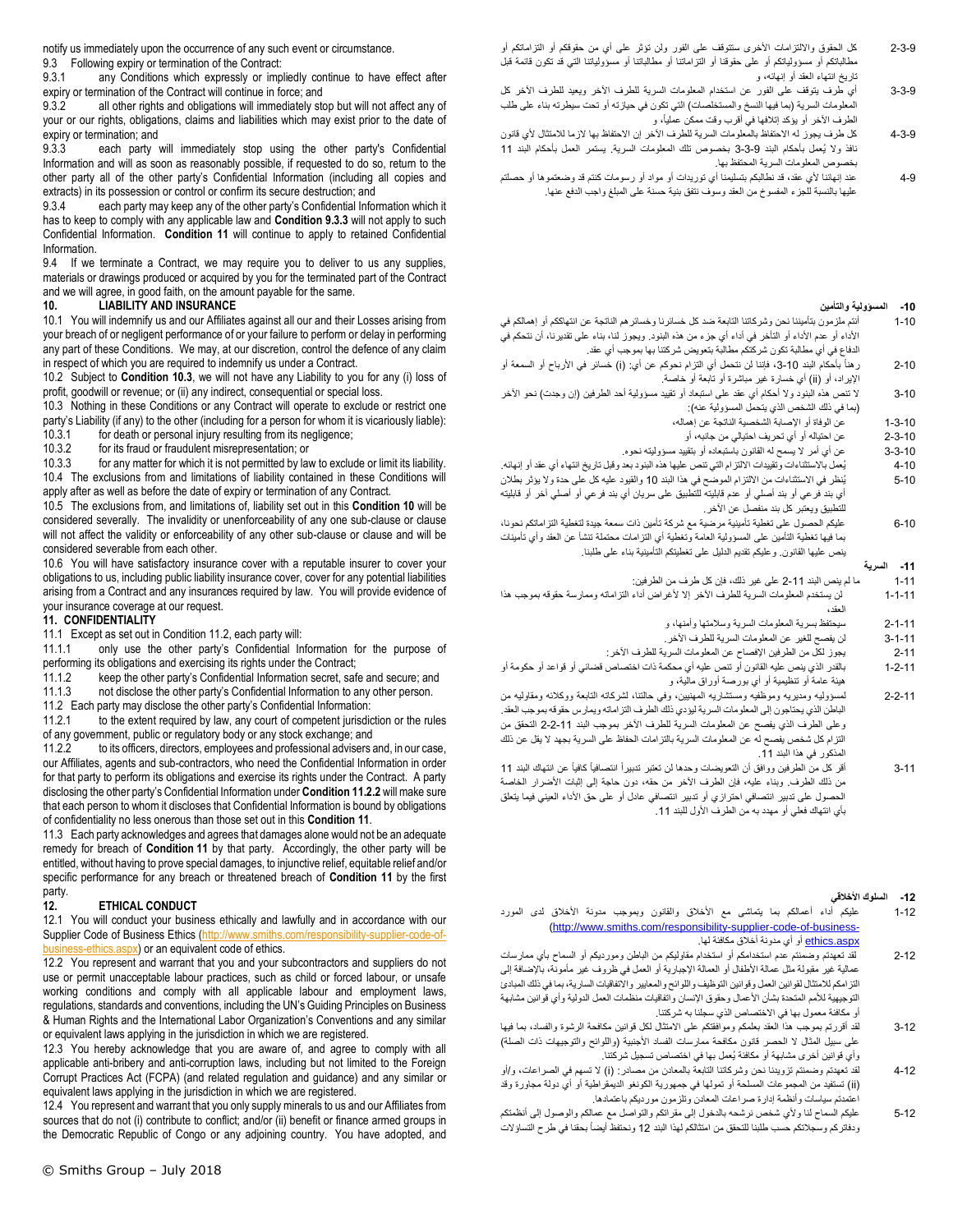notify us immediately upon the occurrence of any such event or circumstance.

9.3 Following expiry or termination of the Contract:

9.3.1 any Conditions which expressly or impliedly continue to have effect after expiry or termination of the Contract will continue in force; and

9.3.2 all other rights and obligations will immediately stop but will not affect any of your or our rights, obligations, claims and liabilities which may exist prior to the date of expiry or termination; and

9.3.3 each party will immediately stop using the other party's Confidential Information and will as soon as reasonably possible, if requested to do so, return to the other party all of the other party's Confidential Information (including all copies and extracts) in its possession or control or confirm its secure destruction; and

9.3.4 each party may keep any of the other party's Confidential Information which it has to keep to comply with any applicable law and **Condition 9.3.3** will not apply to such Confidential Information. **Condition 11** will continue to apply to retained Confidential Information.

9.4 If we terminate a Contract, we may require you to deliver to us any supplies, materials or drawings produced or acquired by you for the terminated part of the Contract and we will agree, in good faith, on the amount payable for the same.

## 10. LIABILITY AND INSURANCE

10.1 You will indemnify us and our Affiliates against all our and their Losses arising from your breach of or negligent performance of or your failure to perform or delay in performing any part of these Conditions. We may, at our discretion, control the defence of any claim in respect of which you are required to indemnify us under a Contract.

10.2 Subject to **Condition 10.3**, we will not have any Liability to you for any (i) loss of profit, goodwill or revenue; or (ii) any indirect, consequential or special loss.

10.3 Nothing in these Conditions or any Contract will operate to exclude or restrict one party's Liability (if any) to the other (including for a person for whom it is vicariously liable):

10.3.1 for death or personal injury resulting from its negligence;

10.3.2 for its fraud or fraudulent misrepresentation; or

10.3.3 for any matter for which it is not permitted by law to exclude or limit its liability.

10.4 The exclusions from and limitations of liability contained in these Conditions will apply after as well as before the date of expiry or termination of any Contract.

10.5 The exclusions from, and limitations of, liability set out in this **Condition 10** will be considered severally. The invalidity or unenforceability of any one sub-clause or clause will not affect the validity or enforceability of any other sub-clause or clause and will be considered severable from each other.

10.6 You will have satisfactory insurance cover with a reputable insurer to cover your obligations to us, including public liability insurance cover, cover for any potential liabilities arising from a Contract and any insurances required by law. You will provide evidence of your insurance coverage at our request.

## 11. CONFIDENTIALITY

11.1 Except as set out in Condition 11.2, each party will:

11.1.1 only use the other party's Confidential Information for the purpose of performing its obligations and exercising its rights under the Contract;

11.1.2 keep the other party's Confidential Information secret, safe and secure; and

11.1.3 not disclose the other party's Confidential Information to any other person.

11.2 Each party may disclose the other party's Confidential Information:

11.2.1 to the extent required by law, any court of competent jurisdiction or the rules of any government, public or regulatory body or any stock exchange; and

11.2.2 to its officers, directors, employees and professional advisers and, in our case, our Affiliates, agents and sub-contractors, who need the Confidential Information in order for that party to perform its obligations and exercise its rights under the Contract. A party disclosing the other party's Confidential Information under **Condition 11.2.2** will make sure that each person to whom it discloses that Confidential Information is bound by obligations of confidentiality no less onerous than those set out in this **Condition 11**.

11.3 Each party acknowledges and agrees that damages alone would not be an adequate remedy for breach of **Condition 11** by that party. Accordingly, the other party will be entitled, without having to prove special damages, to injunctive relief, equitable relief and/or specific performance for any breach or threatened breach of **Condition 11** by the first party.

## 12. ETHICAL CONDUCT

12.1 You will conduct your business ethically and lawfully and in accordance with our Supplier Code of Business Ethics (http://www.smiths.com/responsibility-supplier-code-of-business-ethics.aspx) or an equivalent code of ethics.

12.2 You represent and warrant that you and your subcontractors and suppliers do not use or permit unacceptable labour practices, such as child or forced labour, or unsafe working conditions and comply with all applicable labour and employment laws, regulations, standards and conventions, including the UN's Guiding Principles on Business & Human Rights and the International Labor Organization's Conventions and any similar or equivalent laws applying in the jurisdiction in which we are registered.

12.3 You hereby acknowledge that you are aware of, and agree to comply with all applicable anti-bribery and anti-corruption laws, including but not limited to the Foreign Corrupt Practices Act (FCPA) (and related regulation and guidance) and any similar or equivalent laws applying in the jurisdiction in which we are registered.

12.4 You represent and warrant that you only supply minerals to us and our Affiliates from sources that do not (i) contribute to conflict; and/or (ii) benefit or finance armed groups in the Democratic Republic of Congo or any adjoining country. You have adopted, and

2-3-9 كل الحقوق والالتزامات الأخرى ستتوقف على الفور ولن تؤثر على أي من حقوقكم أو التزاماتكم أو مطالباتكم أو مسؤولياتكم أو على حقوقنا أو التزاماتنا أو مطالباتنا أو مسؤولياتنا التي قد تكون قائمة قبل تاريخ انتهاء العقد أو إنهائه، و

3-3-9 أي طرف يتوقف على الفور عن استخدام المعلومات السرية للطرف الآخر ويعيد للطرف الآخر كل المعلومات السرية (بما فيها النسخ والمستخلصات) التي تكون في حيازته أو تحت سيطرته بناء على طلب الطرف الآخر أو يؤكد إتلافها في أقرب وقت ممكن عملياً، و

4-3-9 كل طرف يجوز له الاحتفاظ بالمعلومات السرية للطرف الآخر إن الاحتفاظ بها لازما للامتثال لأي قانون نافذ ولا يُعمل بأحكام البند 9-3-3 بخصوص تلك المعلومات السرية. يستمر العمل بأحكام البند 11 بخصوص المعلومات السرية المحتفظ بها.

4-9 عند إنهائنا لأي عقد، قد نطالبكم بتسليمنا أي توريدات أو مواد أو رسومات كنتم قد وضعتموها أو حصلتم عليها بالنسبة للجزء المفسوخ من العقد وسوف نتفق بنية حسنة على المبلغ واجب الدفع عنها.

## 10- المسؤولية والتأمين

1-10 أنتم ملزمون بتأميننا نحن وشركاتنا التابعة ضد كل خسائرنا وخسائرهم الناتجة عن انتهاككم أو إهمالكم في الأداء أو عدم الأداء أو التأخر في أداء أي جزء من هذه البنود. ويجوز لنا، بناء على تقديرنا، أن نتحكم في الدفاع في أي مطالبة تكون شركتنا مطالبة بتعويض شركتنا بها بموجب أي عقد.

2-10 رهناً بأحكام البند 10-3، فإننا لن نتحمل أي التزام نحوكم عن أي: (i) خسائر في الأرباح أو السمعة أو الإيراد، أو (ii) أي خسارة غير مباشرة أو تابعة أو خاصة.

3-10 لا تنص هذه البنود ولا أحكام أي عقد على استبعاد أو تقييد مسؤولية أحد الطرفين (إن وجدت) نحو الآخر (بما في ذلك الشخص الذي يتحمل المسؤولية عنه):

1-3-10 عن الوفاة أو الإصابة الشخصية الناتجة عن إهماله،

2-3-10 عن احتياله أو أي تحريف احتيالي من جانبه، أو

3-3-10 عن أي أمر لا يسمح له القانون باستبعاده أو بتقييد مسؤوليته نحوه.

4-10 يُعمل بالاستثناءات وتقييدات الالتزام التي تنص عليها هذه البنود بعد وقبل تاريخ انتهاء أي عقد أو إنهائه.

5-10 يُنظر في الاستثناءات من الالتزام الموضح في هذا البند 10 والقيود عليه كل على حدة ولا يؤثر بطلان أي بند فرعي أو بند أصلي أو عدم قابليته للتطبيق على سريان أي بند فرعي أو أصلي آخر أو قابليته للتطبيق ويعتبر كل بند منفصل عن الآخر.

6-10 عليكم الحصول على تغطية تأمينية مرضية مع شركة تأمين ذات سمعة جيدة لتغطية التزاماتكم نحونا، بما فيها تغطية التأمين على المسؤولية العامة وتغطية أي التزامات محتملة تنشأ عن العقد وأي تأمينات ينص عليها القانون. وعليكم تقديم الدليل على تغطيتكم التأمينية بناء على طلبنا.

## 11- السرية

1-11 ما لم ينص البند 11-2 على غير ذلك، فإن كل طرف من الطرفين:

1-1-11 لن يستخدم المعلومات السرية للطرف الآخر إلا لأغراض أداء التزاماته وممارسة حقوقه بموجب هذا العقد،

2-1-11 سيحتفظ بسرية المعلومات السرية وسلامتها وأمنها، و

3-1-11 لن يفصح للغير عن المعلومات السرية للطرف الآخر.

2-11 يجوز لكل من الطرفين الإفصاح عن المعلومات السرية للطرف الآخر:

1-2-11 بالقدر الذي ينص عليه القانون أو تنص عليه أي محكمة ذات اختصاص قضائي أو قواعد أو حكومة أو هيئة عامة أو تنظيمية أو أي بورصة أوراق مالية، و

2-2-11 لمسؤوليه ومديريه وموظفيه ومستشاريه المهنيين، وفي حالتنا، لشركاته التابعة ووكلائه ومقاوليه من الباطن الذي يحتاجون إلى المعلومات السرية ليؤدي ذلك الطرف التزاماته ويمارس حقوقه بموجب العقد. وعلى الطرف الذي يفصح عن المعلومات السرية للطرف الآخر بموجب البند 11-2-2 التحقق من التزام كل شخص يفصح له عن المعلومات السرية بالتزامات الحفاظ على السرية بجهد لا يقل عن ذلك المذكور في هذا البند 11.

3-11 أقر كل من الطرفين ووافق أن التعويضات وحدها لن تعتبر تدبيراً انتصافياً كافياً عن انتهاك البند 11 من ذلك الطرف. وبناء عليه، فإن الطرف الآخر من حقه، دون حاجة إلى إثبات الأضرار الخاصة الحصول على تدبير انتصافي احترازي أو تدبير انتصافي عادل أو على حق الأداء العيني فيما يتعلق بأي انتهاك فعلي أو مهدد به من الطرف الأول للبند 11.

## 12- السلوك الأخلاقي

1-12 عليكم أداء أعمالكم بما يتماشى مع الأخلاق والقانون وبموجب مدونة الأخلاق لدى المورد (http://www.smiths.com/responsibility-supplier-code-of-business-ethics.aspx) أو أي مدونة أخلاق مكافئة لها.

2-12 لقد تعهدتم وضمنتم عدم استخدامكم أو استخدام مقاوليكم من الباطن ومورديكم أو السماح بأي ممارسات عمالية غير مقبولة مثل عمالة الأطفال أو العمالة الإجبارية أو العمل في ظروف غير مأمونة، بالإضافة إلى التزامكم للامتثال لقوانين العمل وقوانين التوظيف واللوائح والمعايير والاتفاقيات السارية، بما في ذلك المبادئ التوجيهية للأمم المتحدة بشأن الأعمال وحقوق الإنسان واتفاقيات منظمات العمل الدولية وأي قوانين مشابهة أو مكافئة معمول بها في الاختصاص الذي سجلنا به شركتنا.

3-12 لقد أقررتم بموجب هذا العقد بعلمكم وموافقتكم على الامتثال لكل قوانين مكافحة الرشوة والفساد، بما فيها على سبيل المثال لا الحصر قانون مكافحة ممارسات الفساد الأجنبية (واللوائح والتوجيهات ذات الصلة) وأي قوانين أخرى مشابهة أو مكافئة يُعمل بها في اختصاص تسجيل شركتنا.

4-12 لقد تعهدتم وضمنتم تزويدنا نحن وشركاتنا التابعة بالمعادن من مصادر: (i) لا تسهم في الصراعات، و/أو (ii) تستفيد من المجموعات المسلحة أو تمولها في جمهورية الكونغو الديمقراطية أو أي دولة مجاورة وقد اعتمدتم سياسات وأنظمة إدارة صراعات المعادن وتلزمون مورديكم باعتمادها.

5-12 عليكم السماح لنا ولأي شخص نرشحه بالدخول إلى مقراتكم والتواصل مع عمالكم والوصول إلى أنظمتكم ودفاتركم وسجلاتكم حسب طلبنا للتحقق من امتثالكم لهذا البند 12 ونحتفظ أيضاً بحقنا في طرح التساؤلات

© Smiths Group – July 2018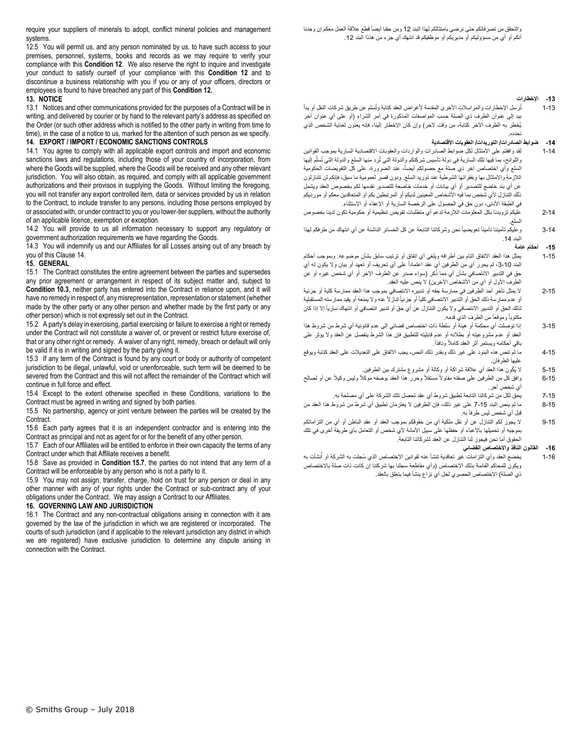require your suppliers of minerals to adopt, conflict mineral policies and management systems.

12.5 You will permit us, and any person nominated by us, to have such access to your premises, personnel, systems, books and records as we may require to verify your compliance with this **Condition 12**. We also reserve the right to inquire and investigate your conduct to satisfy ourself of your compliance with this **Condition 12** and to discontinue a business relationship with you if you or any of your officers, directors or employees is found to have breached any part of this **Condition 12.**

**13. NOTICE**

13.1 Notices and other communications provided for the purposes of a Contract will be in writing, and delivered by courier or by hand to the relevant party's address as specified on the Order (or such other address which is notified to the other party in writing from time to time), in the case of a notice to us, marked for the attention of such person as we specify.

**14. EXPORT / IMPORT / ECONOMIC SANCTIONS CONTROLS**

14.1 You agree to comply with all applicable export controls and import and economic sanctions laws and regulations, including those of your country of incorporation, from where the Goods will be supplied, where the Goods will be received and any other relevant jurisdiction. You will also obtain, as required, and comply with all applicable government authorizations and their provisos in supplying the Goods. Without limiting the foregoing, you will not transfer any export controlled item, data or services provided by us in relation to the Contract, to include transfer to any persons, including those persons employed by or associated with, or under contract to you or you lower-tier suppliers, without the authority of an applicable licence, exemption or exception.

14.2 You will provide to us all information necessary to support any regulatory or government authorization requirements we have regarding the Goods.

14.3 You will indemnify us and our Affiliates for all Losses arising out of any breach by you of this Clause 14.

**15. GENERAL**

15.1 The Contract constitutes the entire agreement between the parties and supersedes any prior agreement or arrangement in respect of its subject matter and, subject to **Condition 10.3**, neither party has entered into the Contract in reliance upon, and it will have no remedy in respect of, any misrepresentation, representation or statement (whether made by the other party or any other person and whether made by the first party or any other person) which is not expressly set out in the Contract.

15.2 A party's delay in exercising, partial exercising or failure to exercise a right or remedy under the Contract will not constitute a waiver of, or prevent or restrict future exercise of, that or any other right or remedy. A waiver of any right, remedy, breach or default will only be valid if it is in writing and signed by the party giving it.

15.3 If any term of the Contract is found by any court or body or authority of competent jurisdiction to be illegal, unlawful, void or unenforceable, such term will be deemed to be severed from the Contract and this will not affect the remainder of the Contract which will continue in full force and effect.

15.4 Except to the extent otherwise specified in these Conditions, variations to the Contract must be agreed in writing and signed by both parties.

15.5 No partnership, agency or joint venture between the parties will be created by the Contract.

15.6 Each party agrees that it is an independent contractor and is entering into the Contract as principal and not as agent for or for the benefit of any other person.

15.7 Each of our Affiliates will be entitled to enforce in their own capacity the terms of any Contract under which that Affiliate receives a benefit.

15.8 Save as provided in **Condition 15.7**, the parties do not intend that any term of a Contract will be enforceable by any person who is not a party to it.

15.9 You may not assign, transfer, charge, hold on trust for any person or deal in any other manner with any of your rights under the Contract or sub-contract any of your obligations under the Contract. We may assign a Contract to our Affiliates.

**16. GOVERNING LAW AND JURISDICTION**

16.1 The Contract and any non-contractual obligations arising in connection with it are governed by the law of the jurisdiction in which we are registered or incorporated. The courts of such jurisdiction (and if applicable to the relevant jurisdiction any district in which we are registered) have exclusive jurisdiction to determine any dispute arising in connection with the Contract.

والتحقق من تصرفاتكم حتى نرضى بامتثالكم لهذا البند 12 ومن حقنا أيضاً قطع علاقة العمل معكم إن وجدنا أنكم أو أي من مسؤوليكم أو مديريكم أو موظفيكم قد انتهك أي جزء من هذا البند 12.

**13- الإخطارات**

1-13 تُرسل الإخطارات والمراسلات الأخرى المقدمة لأغراض العقد كتابة وتُسلم عن طريق شركات النقل أو يداً بيد إلى عنوان الطرف ذي الصلة حسب المواصفات المذكورة في أمر الشراء (أو على أي عنوان آخر يُخطر به الطرف الآخر كتابة، من وقت لآخر) وإن كان الإخطار إلينا، فإنه يعنون لعناية الشخص الذي نحدده.

**14- ضوابط الصادرات/ التوريدات/ العقوبات الاقتصادية**

1-14 لقد وافقتم على الامتثال لكل ضوابط الصادرات والواردات والعقوبات الاقتصادية السارية بموجب القوانين واللوائح، بما فيها تلك السارية في دولة تأسيس شركتكم والدولة التي تُرد منها السلع والدولة التي تُسلَّم إليها السلع وأي اختصاص آخر ذي صلة مع حصولكم أيضاً- عند الضرورة- على كل التفويضات الحكومية اللازمة والامتثال بها وبفقراتها الشرطية عند توريد السلع. ودون قصر لعمومية ما سبق، فإنكم لن تتنازلون عن أي بند خاضع للتصدير أو أي بيانات أو خدمات خاضعة للتصدير نقدمها لكم بخصوص العقد ويشمل ذلك التنازل لأي شخص بما فيه الأشخاص المعينين لديكم أو المرتبطين بكم أو المتعاقدين معكم أو مورديكم في الطبقة الأدنى، دون حق في الحصول على الرخصة السارية أو الإعفاء أو الاستثناء.

2-14 عليكم تزويدنا بكل المعلومات اللازمة لدعم أي متطلبات تفويض تنظيمية أو حكومية تكون لدينا بخصوص السلع.

3-14 وعليكم تأميننا تأميناً تعويضياً نحن وشركاتنا التابعة عن كل الخسائر الناشئة عن أي انتهاك من طرفكم لهذا البند 14.

**15- أحكام عامة**

1-15 يمثل هذا العقد الاتفاق التام بين أطرافه ويلغي أي اتفاق أو ترتيب سابق بشأن موضوعه. وبموجب أحكام البند 10-3، لم يحرر أي من الطرفين أي عقد اعتماداً على أي تحريف أو تعهد أو بيان ولا يكون له أي حق في التدبير الانتصافي بشأن أي مما ذُكر (سواء صدر عن الطرف الآخر أو أي شخص غيره أو عن الطرف الأول أو أي من الأشخاص الآخرين) لا ينص عليه العقد.

2-15 لا يمثل تأخر أحد الطرفين في ممارسة حقه أو تدبيره الانتصافي بموجب هذا العقد ممارسة كلية أو جزئية أو عدم ممارسة ذلك الحق أو التدبير الانتصافي كلياً أو جزئياً تنازلاً عنه ولا يمنعه أو يقيد ممارسته المستقبلية لذلك الحق أو التدبير الانتصافي ولا يكون التنازل عن أي حق أو تدبير انتصافي أو انتهاك سارياً إلا إذا كان مكتوباً وموقعاً من الطرف الذي قدمه.

3-15 إذا توصلت أي محكمة أو هيئة أو سلطة ذات اختصاص قضائي إلى عدم قانونية أي شرط من شروط هذا العقد أو عدم مشروعيته أو بطلانه أو عدم قابليته للتطبيق فإن هذا الشرط ينفصل عن العقد ولا يؤثر على باقي أحكامه ويستمر أثر العقد كاملاً ونافذاً.

4-15 ما لم تنص هذه البنود على غير ذلك وبقدر ذلك النص، يجب الاتفاق على التعديلات على العقد كتابة ويوقع عليها الطرفان.

5-15 لا يُكَون هذا العقد أي علاقة شراكة أو وكالة أو مشروع مشترك بين الطرفين.

6-15 وافق كل من الطرفين على صفته مقاولاً مستقلاً وحرر هذا العقد بوصفه موكلاً وليس وكيلاً عن أو لصالح أي شخص آخر.

7-15 يحق لكل من شركاتنا التابعة تطبيق شروط أي عقد تحصل تلك الشركة على أي مصلحة به.

8-15 ما لم ينص البند 15-7 على غير ذلك، فإن الطرفين لا يعتزمان تطبيق أي شرط من شروط هذا العقد من قبل أي شخص ليس طرفاً به.

9-15 لا يجوز لكم التنازل عن أو نقل ملكية أي من حقوقكم بموجب العقد أو عقد الباطن أو أي من التزاماتكم بموجبه أو تحميلها بالأعباء أو حفظها على سبيل الأمانة لأي شخص أو التعامل بأي طريقة أخرى في تلك الحقوق أما نحن فيجوز لنا التنازل عن العقد لشركاتنا التابعة.

**16- القانون النافذ والاختصاص القضائي**

1-16 يخضع العقد وأي التزامات غير تعاقدية تنشأ عنه لقوانين الاختصاص الذي سُجلت به الشركة أو أُنشأت به ويكون للمحاكم القائمة بذلك الاختصاص (وأي مقاطعة سجلنا بها شركتنا إن كانت ذات صلة بالاختصاص ذي الصلة) الاختصاص الحصري لحل أي نزاع ينشأ فيما يتعلق بالعقد.

© Smiths Group – July 2018